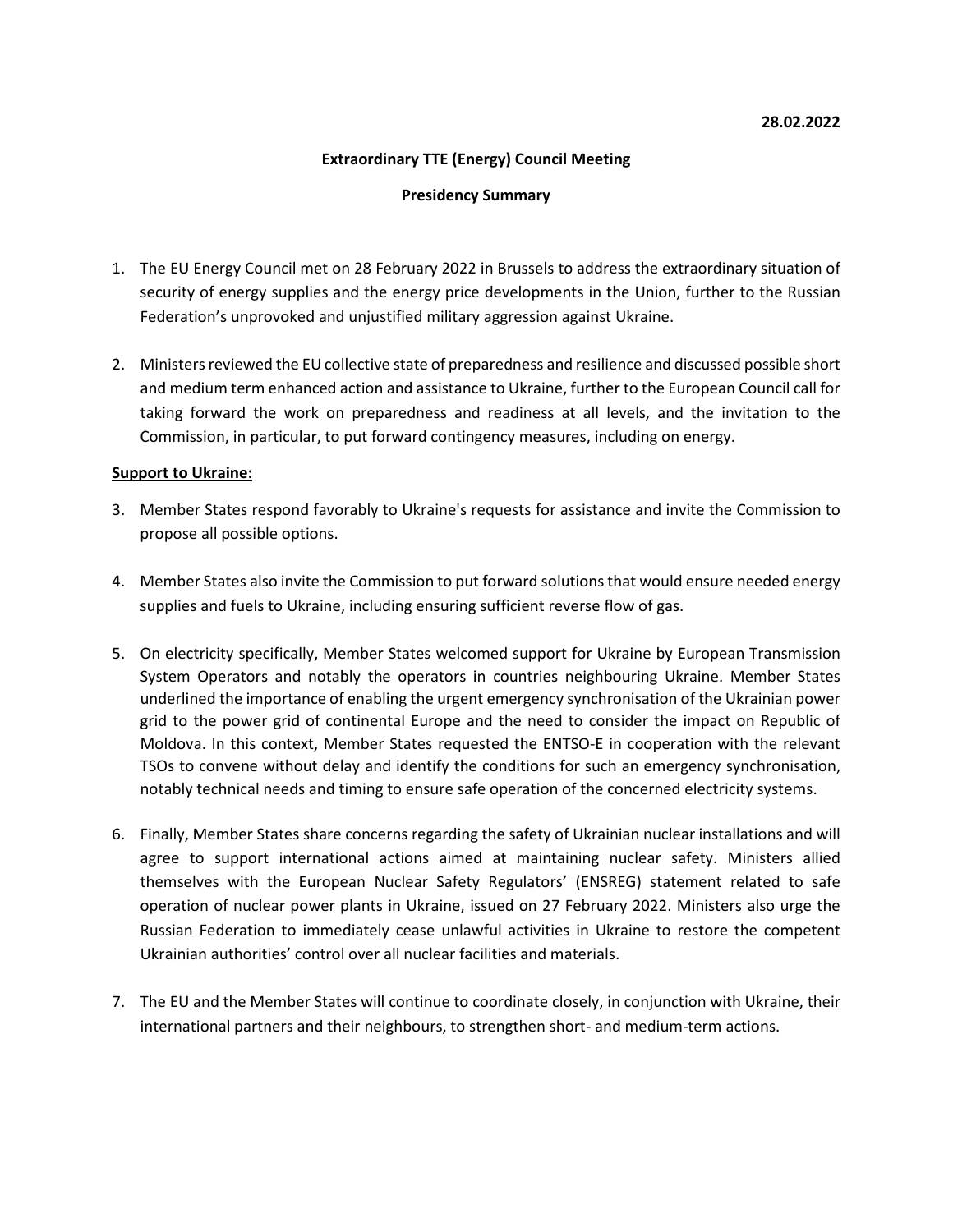**28.02.2022**

**Extraordinary TTE (Energy) Council Meeting**

**Presidency Summary**

1. The EU Energy Council met on 28 February 2022 in Brussels to address the extraordinary situation of security of energy supplies and the energy price developments in the Union, further to the Russian Federation's unprovoked and unjustified military aggression against Ukraine.

2. Ministers reviewed the EU collective state of preparedness and resilience and discussed possible short and medium term enhanced action and assistance to Ukraine, further to the European Council call for taking forward the work on preparedness and readiness at all levels, and the invitation to the Commission, in particular, to put forward contingency measures, including on energy.

**Support to Ukraine:**

3. Member States respond favorably to Ukraine's requests for assistance and invite the Commission to propose all possible options.

4. Member States also invite the Commission to put forward solutions that would ensure needed energy supplies and fuels to Ukraine, including ensuring sufficient reverse flow of gas.

5. On electricity specifically, Member States welcomed support for Ukraine by European Transmission System Operators and notably the operators in countries neighbouring Ukraine. Member States underlined the importance of enabling the urgent emergency synchronisation of the Ukrainian power grid to the power grid of continental Europe and the need to consider the impact on Republic of Moldova. In this context, Member States requested the ENTSO-E in cooperation with the relevant TSOs to convene without delay and identify the conditions for such an emergency synchronisation, notably technical needs and timing to ensure safe operation of the concerned electricity systems.

6. Finally, Member States share concerns regarding the safety of Ukrainian nuclear installations and will agree to support international actions aimed at maintaining nuclear safety. Ministers allied themselves with the European Nuclear Safety Regulators' (ENSREG) statement related to safe operation of nuclear power plants in Ukraine, issued on 27 February 2022. Ministers also urge the Russian Federation to immediately cease unlawful activities in Ukraine to restore the competent Ukrainian authorities' control over all nuclear facilities and materials.

7. The EU and the Member States will continue to coordinate closely, in conjunction with Ukraine, their international partners and their neighbours, to strengthen short- and medium-term actions.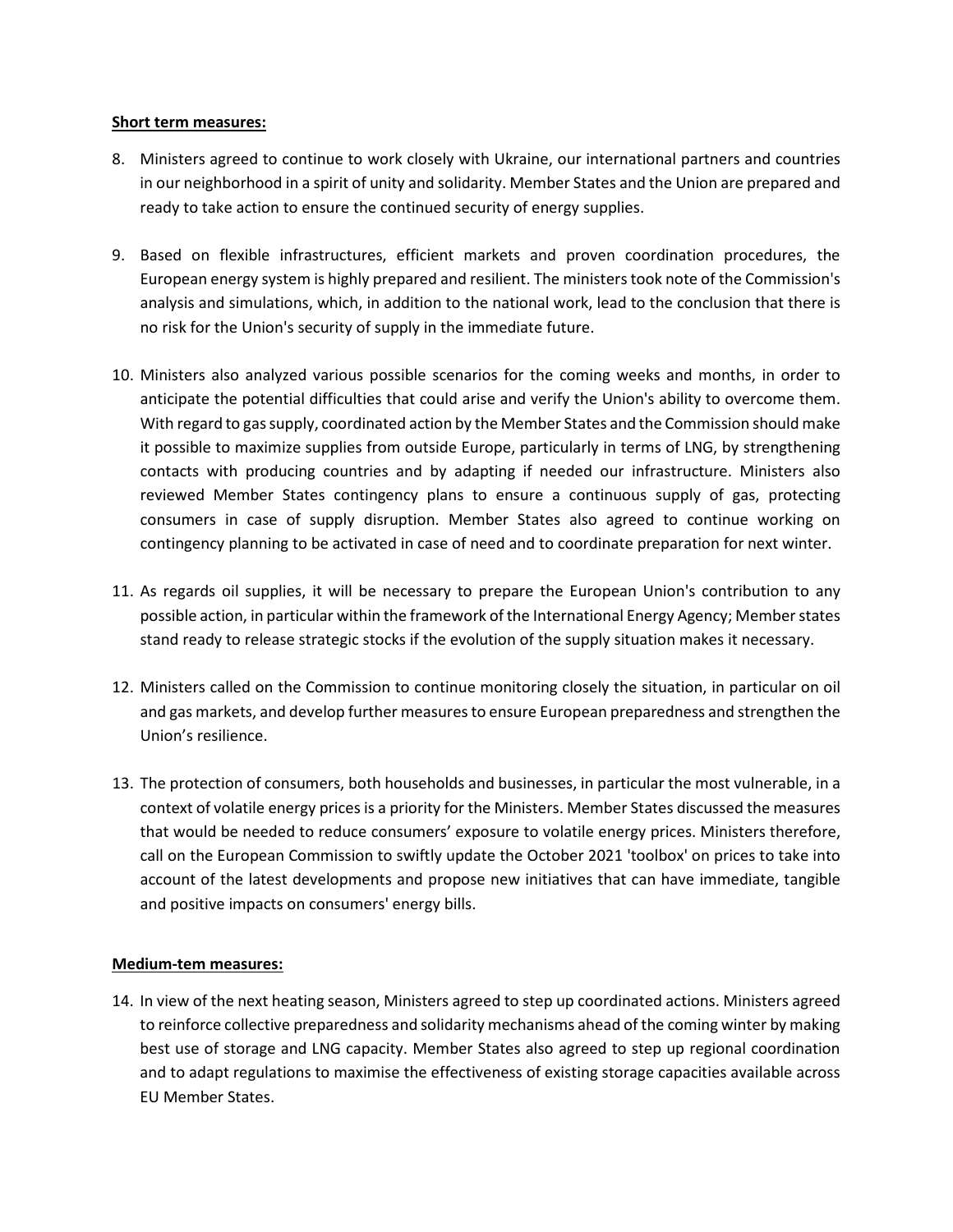**Short term measures:**

8. Ministers agreed to continue to work closely with Ukraine, our international partners and countries in our neighborhood in a spirit of unity and solidarity. Member States and the Union are prepared and ready to take action to ensure the continued security of energy supplies.

9. Based on flexible infrastructures, efficient markets and proven coordination procedures, the European energy system is highly prepared and resilient. The ministers took note of the Commission's analysis and simulations, which, in addition to the national work, lead to the conclusion that there is no risk for the Union's security of supply in the immediate future.

10. Ministers also analyzed various possible scenarios for the coming weeks and months, in order to anticipate the potential difficulties that could arise and verify the Union's ability to overcome them. With regard to gas supply, coordinated action by the Member States and the Commission should make it possible to maximize supplies from outside Europe, particularly in terms of LNG, by strengthening contacts with producing countries and by adapting if needed our infrastructure. Ministers also reviewed Member States contingency plans to ensure a continuous supply of gas, protecting consumers in case of supply disruption. Member States also agreed to continue working on contingency planning to be activated in case of need and to coordinate preparation for next winter.

11. As regards oil supplies, it will be necessary to prepare the European Union's contribution to any possible action, in particular within the framework of the International Energy Agency; Member states stand ready to release strategic stocks if the evolution of the supply situation makes it necessary.

12. Ministers called on the Commission to continue monitoring closely the situation, in particular on oil and gas markets, and develop further measures to ensure European preparedness and strengthen the Union's resilience.

13. The protection of consumers, both households and businesses, in particular the most vulnerable, in a context of volatile energy prices is a priority for the Ministers. Member States discussed the measures that would be needed to reduce consumers' exposure to volatile energy prices. Ministers therefore, call on the European Commission to swiftly update the October 2021 'toolbox' on prices to take into account of the latest developments and propose new initiatives that can have immediate, tangible and positive impacts on consumers' energy bills.

**Medium-tem measures:**

14. In view of the next heating season, Ministers agreed to step up coordinated actions. Ministers agreed to reinforce collective preparedness and solidarity mechanisms ahead of the coming winter by making best use of storage and LNG capacity. Member States also agreed to step up regional coordination and to adapt regulations to maximise the effectiveness of existing storage capacities available across EU Member States.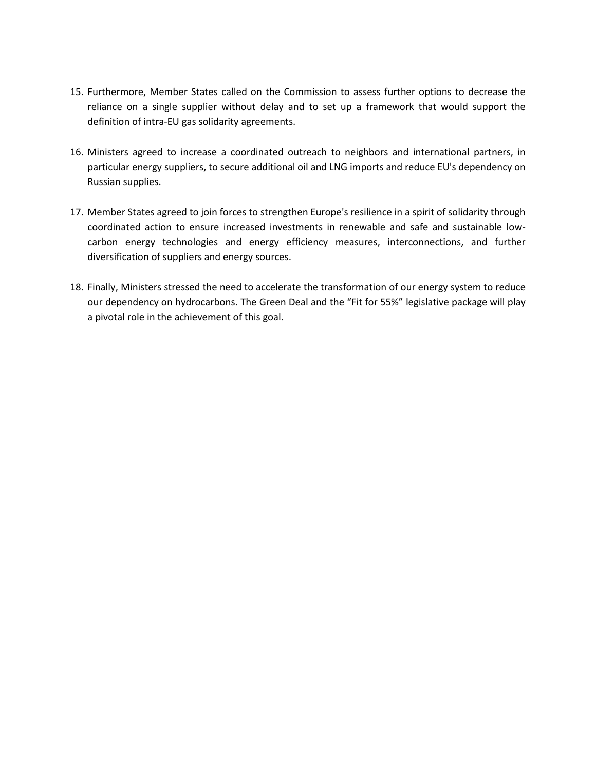15. Furthermore, Member States called on the Commission to assess further options to decrease the reliance on a single supplier without delay and to set up a framework that would support the definition of intra-EU gas solidarity agreements.

16. Ministers agreed to increase a coordinated outreach to neighbors and international partners, in particular energy suppliers, to secure additional oil and LNG imports and reduce EU's dependency on Russian supplies.

17. Member States agreed to join forces to strengthen Europe's resilience in a spirit of solidarity through coordinated action to ensure increased investments in renewable and safe and sustainable low-carbon energy technologies and energy efficiency measures, interconnections, and further diversification of suppliers and energy sources.

18. Finally, Ministers stressed the need to accelerate the transformation of our energy system to reduce our dependency on hydrocarbons. The Green Deal and the "Fit for 55%" legislative package will play a pivotal role in the achievement of this goal.